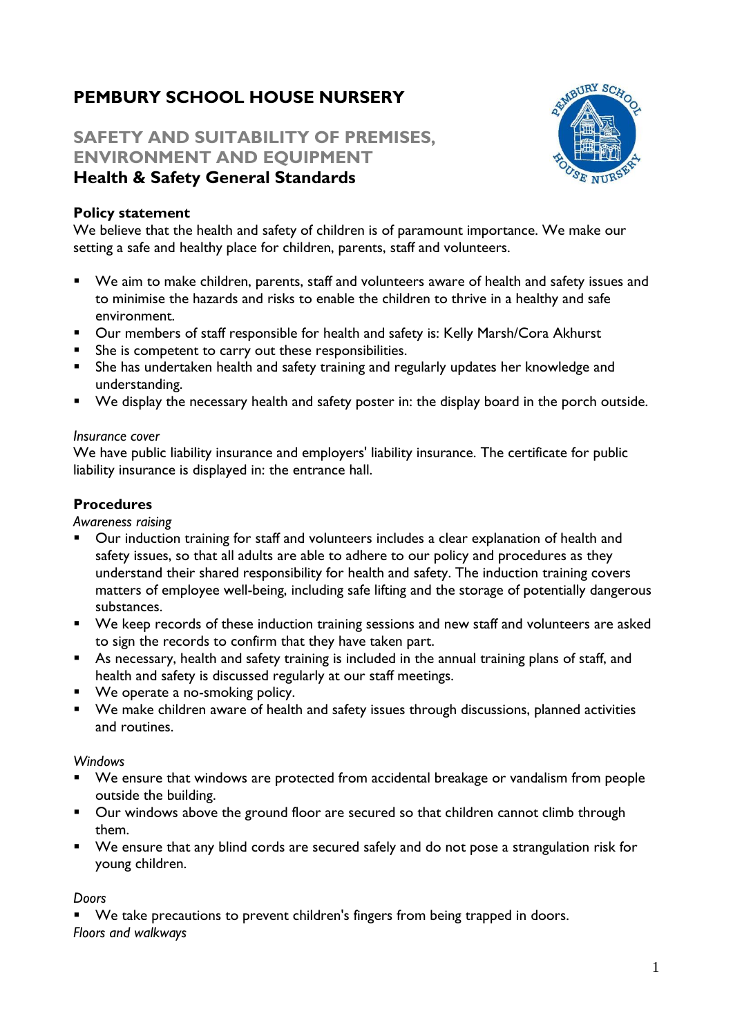# PEMBURY SCHOOL HOUSE NURSERY

## SAFETY AND SUITABILITY OF PREMISES, ENVIRONMENT AND EQUIPMENT

### Health & Safety General Standards

**Policy statement**

We believe that the health and safety of children is of paramount importance. We make our setting a safe and healthy place for children, parents, staff and volunteers.

- We aim to make children, parents, staff and volunteers aware of health and safety issues and to minimise the hazards and risks to enable the children to thrive in a healthy and safe environment.
- Our members of staff responsible for health and safety is: Kelly Marsh/Cora Akhurst
- She is competent to carry out these responsibilities.
- She has undertaken health and safety training and regularly updates her knowledge and understanding.
- We display the necessary health and safety poster in: the display board in the porch outside.

*Insurance cover*

We have public liability insurance and employers' liability insurance. The certificate for public liability insurance is displayed in: the entrance hall.

**Procedures**

*Awareness raising*

- Our induction training for staff and volunteers includes a clear explanation of health and safety issues, so that all adults are able to adhere to our policy and procedures as they understand their shared responsibility for health and safety. The induction training covers matters of employee well-being, including safe lifting and the storage of potentially dangerous substances.
- We keep records of these induction training sessions and new staff and volunteers are asked to sign the records to confirm that they have taken part.
- As necessary, health and safety training is included in the annual training plans of staff, and health and safety is discussed regularly at our staff meetings.
- We operate a no-smoking policy.
- We make children aware of health and safety issues through discussions, planned activities and routines.

*Windows*

- We ensure that windows are protected from accidental breakage or vandalism from people outside the building.
- Our windows above the ground floor are secured so that children cannot climb through them.
- We ensure that any blind cords are secured safely and do not pose a strangulation risk for young children.

*Doors*

- We take precautions to prevent children's fingers from being trapped in doors.

*Floors and walkways*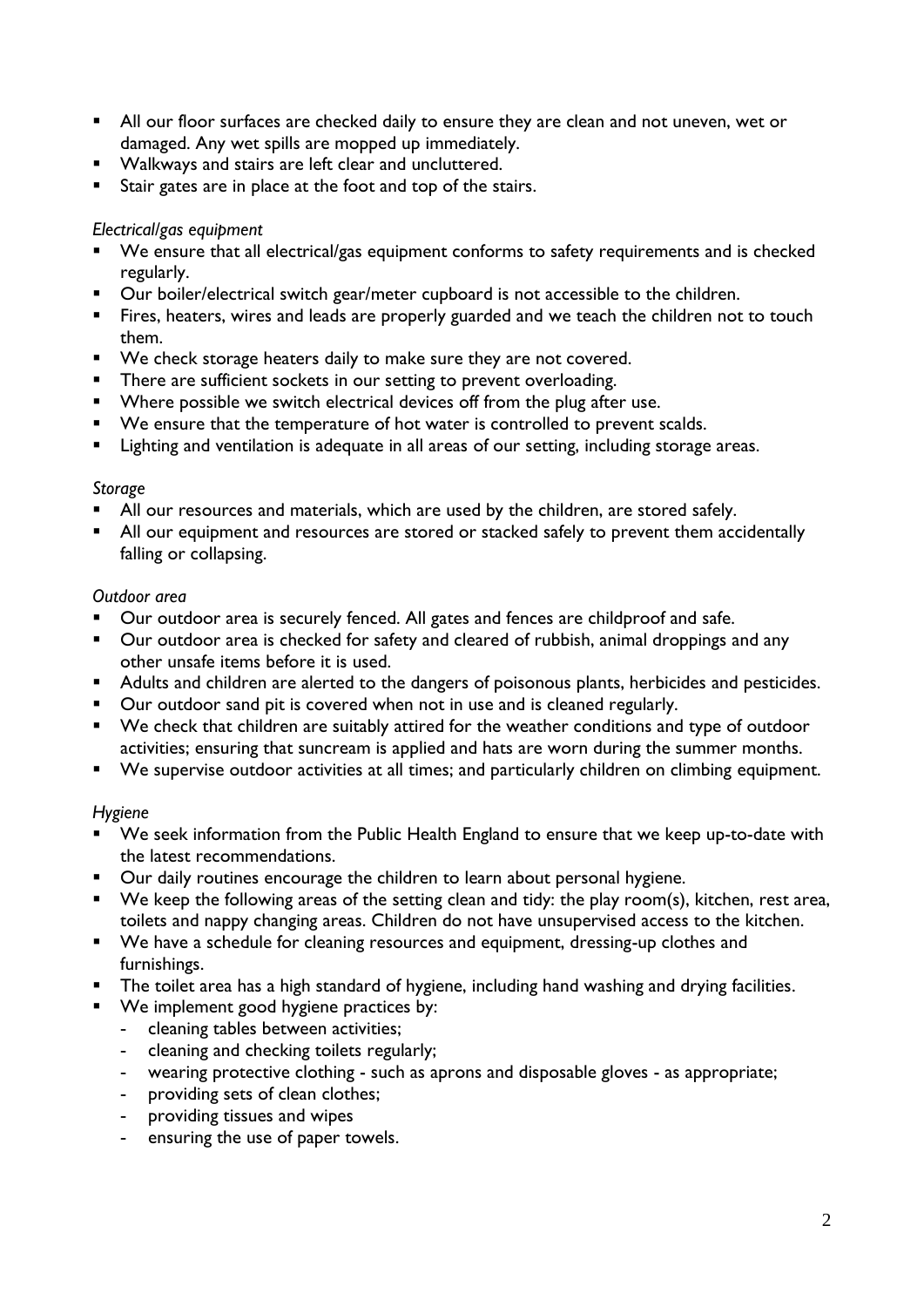- All our floor surfaces are checked daily to ensure they are clean and not uneven, wet or damaged. Any wet spills are mopped up immediately.
- Walkways and stairs are left clear and uncluttered.
- Stair gates are in place at the foot and top of the stairs.

*Electrical/gas equipment*

- We ensure that all electrical/gas equipment conforms to safety requirements and is checked regularly.
- Our boiler/electrical switch gear/meter cupboard is not accessible to the children.
- Fires, heaters, wires and leads are properly guarded and we teach the children not to touch them.
- We check storage heaters daily to make sure they are not covered.
- There are sufficient sockets in our setting to prevent overloading.
- Where possible we switch electrical devices off from the plug after use.
- We ensure that the temperature of hot water is controlled to prevent scalds.
- Lighting and ventilation is adequate in all areas of our setting, including storage areas.

*Storage*

- All our resources and materials, which are used by the children, are stored safely.
- All our equipment and resources are stored or stacked safely to prevent them accidentally falling or collapsing.

*Outdoor area*

- Our outdoor area is securely fenced. All gates and fences are childproof and safe.
- Our outdoor area is checked for safety and cleared of rubbish, animal droppings and any other unsafe items before it is used.
- Adults and children are alerted to the dangers of poisonous plants, herbicides and pesticides.
- Our outdoor sand pit is covered when not in use and is cleaned regularly.
- We check that children are suitably attired for the weather conditions and type of outdoor activities; ensuring that suncream is applied and hats are worn during the summer months.
- We supervise outdoor activities at all times; and particularly children on climbing equipment.

*Hygiene*

- We seek information from the Public Health England to ensure that we keep up-to-date with the latest recommendations.
- Our daily routines encourage the children to learn about personal hygiene.
- We keep the following areas of the setting clean and tidy: the play room(s), kitchen, rest area, toilets and nappy changing areas. Children do not have unsupervised access to the kitchen.
- We have a schedule for cleaning resources and equipment, dressing-up clothes and furnishings.
- The toilet area has a high standard of hygiene, including hand washing and drying facilities.
- We implement good hygiene practices by:
  - cleaning tables between activities;
  - cleaning and checking toilets regularly;
  - wearing protective clothing - such as aprons and disposable gloves - as appropriate;
  - providing sets of clean clothes;
  - providing tissues and wipes
  - ensuring the use of paper towels.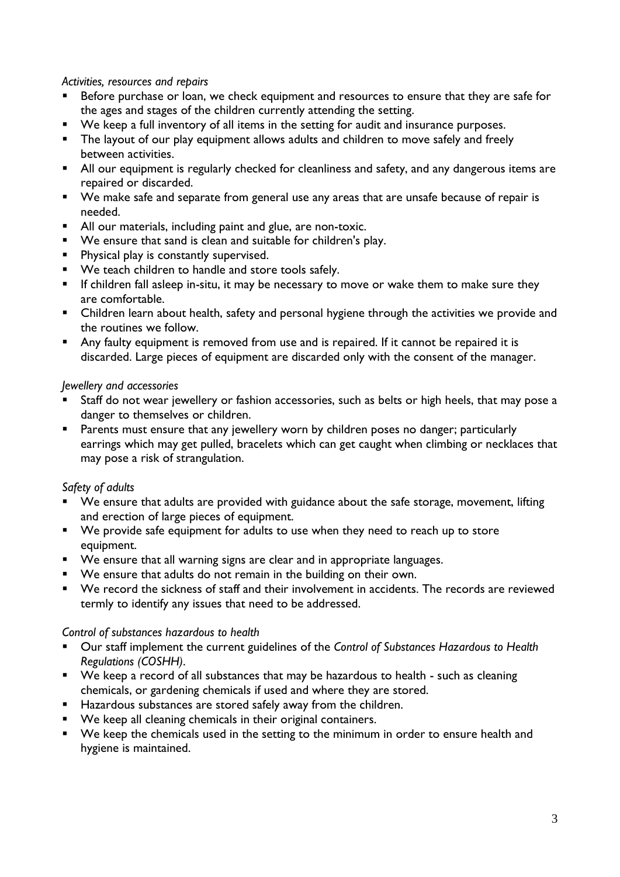*Activities, resources and repairs*

- Before purchase or loan, we check equipment and resources to ensure that they are safe for the ages and stages of the children currently attending the setting.
- We keep a full inventory of all items in the setting for audit and insurance purposes.
- The layout of our play equipment allows adults and children to move safely and freely between activities.
- All our equipment is regularly checked for cleanliness and safety, and any dangerous items are repaired or discarded.
- We make safe and separate from general use any areas that are unsafe because of repair is needed.
- All our materials, including paint and glue, are non-toxic.
- We ensure that sand is clean and suitable for children's play.
- Physical play is constantly supervised.
- We teach children to handle and store tools safely.
- If children fall asleep in-situ, it may be necessary to move or wake them to make sure they are comfortable.
- Children learn about health, safety and personal hygiene through the activities we provide and the routines we follow.
- Any faulty equipment is removed from use and is repaired. If it cannot be repaired it is discarded. Large pieces of equipment are discarded only with the consent of the manager.

*Jewellery and accessories*

- Staff do not wear jewellery or fashion accessories, such as belts or high heels, that may pose a danger to themselves or children.
- Parents must ensure that any jewellery worn by children poses no danger; particularly earrings which may get pulled, bracelets which can get caught when climbing or necklaces that may pose a risk of strangulation.

*Safety of adults*

- We ensure that adults are provided with guidance about the safe storage, movement, lifting and erection of large pieces of equipment.
- We provide safe equipment for adults to use when they need to reach up to store equipment.
- We ensure that all warning signs are clear and in appropriate languages.
- We ensure that adults do not remain in the building on their own.
- We record the sickness of staff and their involvement in accidents. The records are reviewed termly to identify any issues that need to be addressed.

*Control of substances hazardous to health*

- Our staff implement the current guidelines of the *Control of Substances Hazardous to Health Regulations (COSHH)*.
- We keep a record of all substances that may be hazardous to health - such as cleaning chemicals, or gardening chemicals if used and where they are stored.
- Hazardous substances are stored safely away from the children.
- We keep all cleaning chemicals in their original containers.
- We keep the chemicals used in the setting to the minimum in order to ensure health and hygiene is maintained.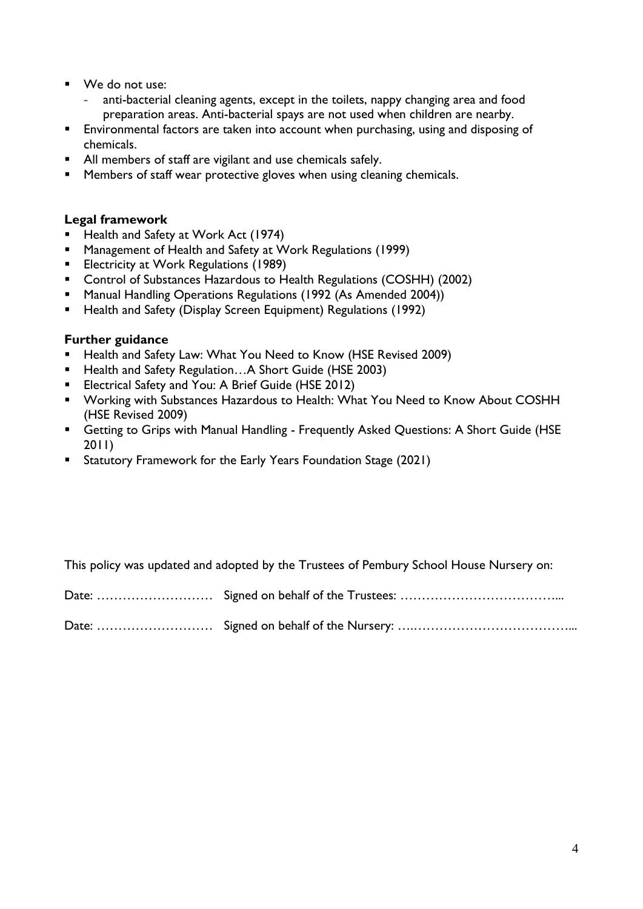- We do not use:
  - anti-bacterial cleaning agents, except in the toilets, nappy changing area and food preparation areas. Anti-bacterial spays are not used when children are nearby.
- Environmental factors are taken into account when purchasing, using and disposing of chemicals.
- All members of staff are vigilant and use chemicals safely.
- Members of staff wear protective gloves when using cleaning chemicals.

**Legal framework**

- Health and Safety at Work Act (1974)
- Management of Health and Safety at Work Regulations (1999)
- Electricity at Work Regulations (1989)
- Control of Substances Hazardous to Health Regulations (COSHH) (2002)
- Manual Handling Operations Regulations (1992 (As Amended 2004))
- Health and Safety (Display Screen Equipment) Regulations (1992)

**Further guidance**

- Health and Safety Law: What You Need to Know (HSE Revised 2009)
- Health and Safety Regulation…A Short Guide (HSE 2003)
- Electrical Safety and You: A Brief Guide (HSE 2012)
- Working with Substances Hazardous to Health: What You Need to Know About COSHH (HSE Revised 2009)
- Getting to Grips with Manual Handling - Frequently Asked Questions: A Short Guide (HSE 2011)
- Statutory Framework for the Early Years Foundation Stage (2021)

This policy was updated and adopted by the Trustees of Pembury School House Nursery on:

Date: ……………………… Signed on behalf of the Trustees: ………………………………...

Date: ……………………… Signed on behalf of the Nursery: ….………………………………...